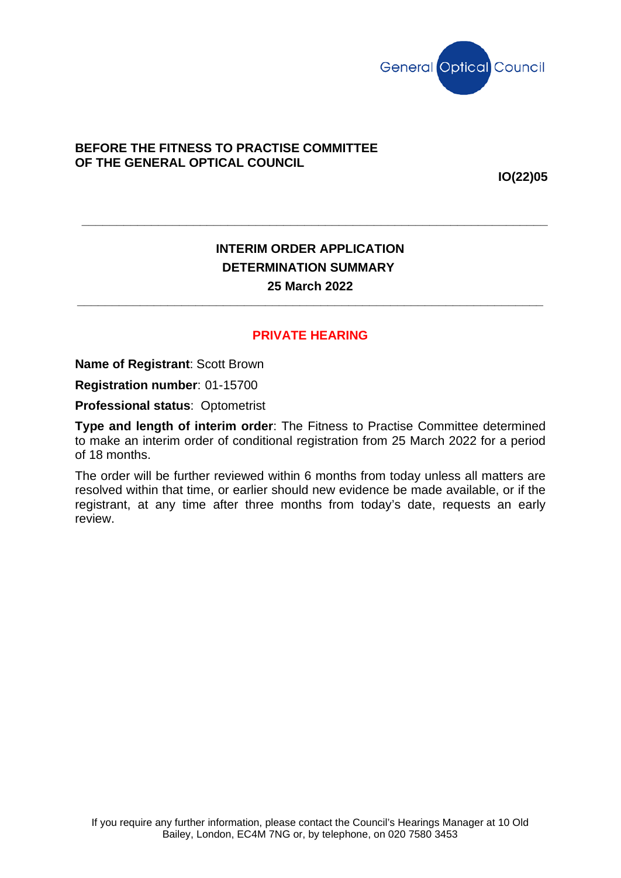General Optical Council

**BEFORE THE FITNESS TO PRACTISE COMMITTEE OF THE GENERAL OPTICAL COUNCIL**

**IO(22)05**

---

## INTERIM ORDER APPLICATION
## DETERMINATION SUMMARY
## 25 March 2022

---

**PRIVATE HEARING**

**Name of Registrant**: Scott Brown

**Registration number**: 01-15700

**Professional status**: Optometrist

**Type and length of interim order**: The Fitness to Practise Committee determined to make an interim order of conditional registration from 25 March 2022 for a period of 18 months.

The order will be further reviewed within 6 months from today unless all matters are resolved within that time, or earlier should new evidence be made available, or if the registrant, at any time after three months from today's date, requests an early review.

If you require any further information, please contact the Council's Hearings Manager at 10 Old Bailey, London, EC4M 7NG or, by telephone, on 020 7580 3453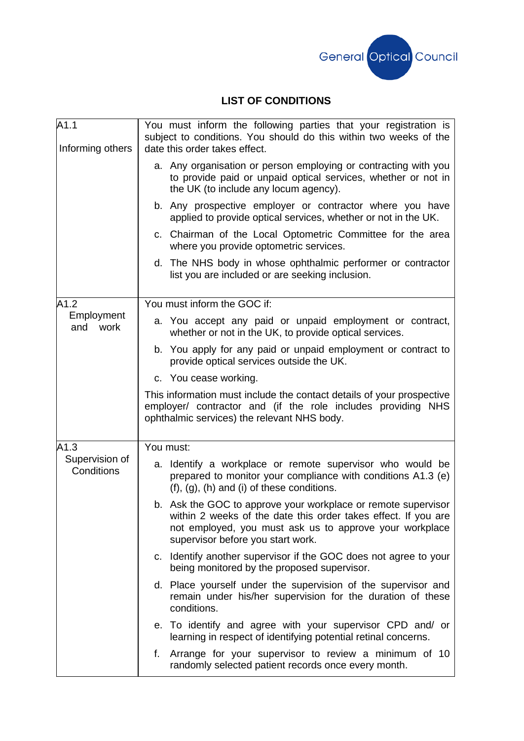General Optical Council

## LIST OF CONDITIONS

| | |
|---|---|
| A1.1 Informing others | You must inform the following parties that your registration is subject to conditions. You should do this within two weeks of the date this order takes effect.<br>a. Any organisation or person employing or contracting with you to provide paid or unpaid optical services, whether or not in the UK (to include any locum agency).<br>b. Any prospective employer or contractor where you have applied to provide optical services, whether or not in the UK.<br>c. Chairman of the Local Optometric Committee for the area where you provide optometric services.<br>d. The NHS body in whose ophthalmic performer or contractor list you are included or are seeking inclusion. |
| A1.2 Employment and work | You must inform the GOC if:<br>a. You accept any paid or unpaid employment or contract, whether or not in the UK, to provide optical services.<br>b. You apply for any paid or unpaid employment or contract to provide optical services outside the UK.<br>c. You cease working.<br>This information must include the contact details of your prospective employer/ contractor and (if the role includes providing NHS ophthalmic services) the relevant NHS body. |
| A1.3 Supervision of Conditions | You must:<br>a. Identify a workplace or remote supervisor who would be prepared to monitor your compliance with conditions A1.3 (e) (f), (g), (h) and (i) of these conditions.<br>b. Ask the GOC to approve your workplace or remote supervisor within 2 weeks of the date this order takes effect. If you are not employed, you must ask us to approve your workplace supervisor before you start work.<br>c. Identify another supervisor if the GOC does not agree to your being monitored by the proposed supervisor.<br>d. Place yourself under the supervision of the supervisor and remain under his/her supervision for the duration of these conditions.<br>e. To identify and agree with your supervisor CPD and/ or learning in respect of identifying potential retinal concerns.<br>f. Arrange for your supervisor to review a minimum of 10 randomly selected patient records once every month. |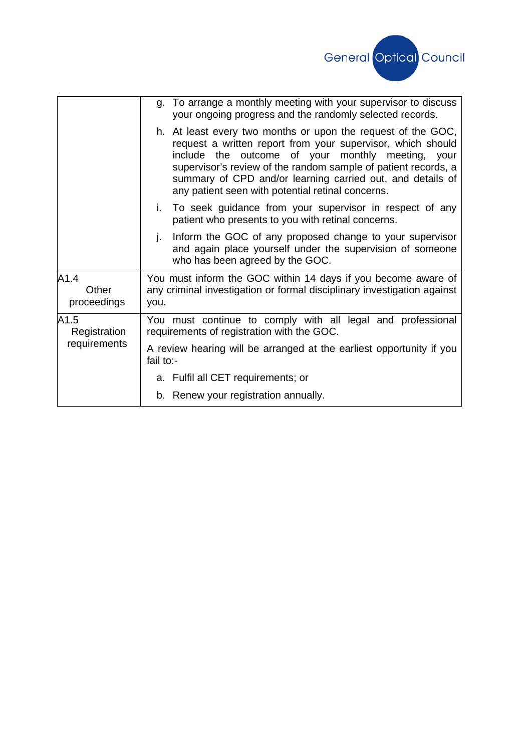| | |
|---|---|
| | g. To arrange a monthly meeting with your supervisor to discuss your ongoing progress and the randomly selected records.<br><br>h. At least every two months or upon the request of the GOC, request a written report from your supervisor, which should include the outcome of your monthly meeting, your supervisor's review of the random sample of patient records, a summary of CPD and/or learning carried out, and details of any patient seen with potential retinal concerns.<br><br>i. To seek guidance from your supervisor in respect of any patient who presents to you with retinal concerns.<br><br>j. Inform the GOC of any proposed change to your supervisor and again place yourself under the supervision of someone who has been agreed by the GOC. |
| A1.4 Other proceedings | You must inform the GOC within 14 days if you become aware of any criminal investigation or formal disciplinary investigation against you. |
| A1.5 Registration requirements | You must continue to comply with all legal and professional requirements of registration with the GOC.<br><br>A review hearing will be arranged at the earliest opportunity if you fail to:-<br><br>a. Fulfil all CET requirements; or<br><br>b. Renew your registration annually. |